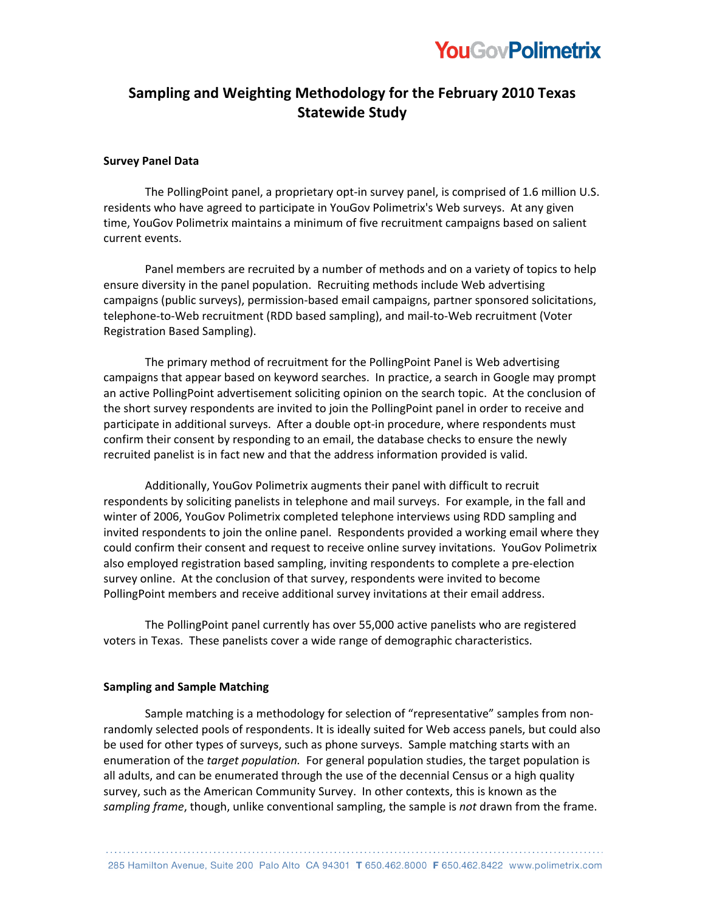# Sampling and Weighting Methodology for the February 2010 Texas Statewide Study

**Survey Panel Data**

The PollingPoint panel, a proprietary opt-in survey panel, is comprised of 1.6 million U.S. residents who have agreed to participate in YouGov Polimetrix's Web surveys. At any given time, YouGov Polimetrix maintains a minimum of five recruitment campaigns based on salient current events.

Panel members are recruited by a number of methods and on a variety of topics to help ensure diversity in the panel population. Recruiting methods include Web advertising campaigns (public surveys), permission-based email campaigns, partner sponsored solicitations, telephone-to-Web recruitment (RDD based sampling), and mail-to-Web recruitment (Voter Registration Based Sampling).

The primary method of recruitment for the PollingPoint Panel is Web advertising campaigns that appear based on keyword searches. In practice, a search in Google may prompt an active PollingPoint advertisement soliciting opinion on the search topic. At the conclusion of the short survey respondents are invited to join the PollingPoint panel in order to receive and participate in additional surveys. After a double opt-in procedure, where respondents must confirm their consent by responding to an email, the database checks to ensure the newly recruited panelist is in fact new and that the address information provided is valid.

Additionally, YouGov Polimetrix augments their panel with difficult to recruit respondents by soliciting panelists in telephone and mail surveys. For example, in the fall and winter of 2006, YouGov Polimetrix completed telephone interviews using RDD sampling and invited respondents to join the online panel. Respondents provided a working email where they could confirm their consent and request to receive online survey invitations. YouGov Polimetrix also employed registration based sampling, inviting respondents to complete a pre-election survey online. At the conclusion of that survey, respondents were invited to become PollingPoint members and receive additional survey invitations at their email address.

The PollingPoint panel currently has over 55,000 active panelists who are registered voters in Texas. These panelists cover a wide range of demographic characteristics.

**Sampling and Sample Matching**

Sample matching is a methodology for selection of "representative" samples from non-randomly selected pools of respondents. It is ideally suited for Web access panels, but could also be used for other types of surveys, such as phone surveys. Sample matching starts with an enumeration of the *target population.* For general population studies, the target population is all adults, and can be enumerated through the use of the decennial Census or a high quality survey, such as the American Community Survey. In other contexts, this is known as the *sampling frame*, though, unlike conventional sampling, the sample is *not* drawn from the frame.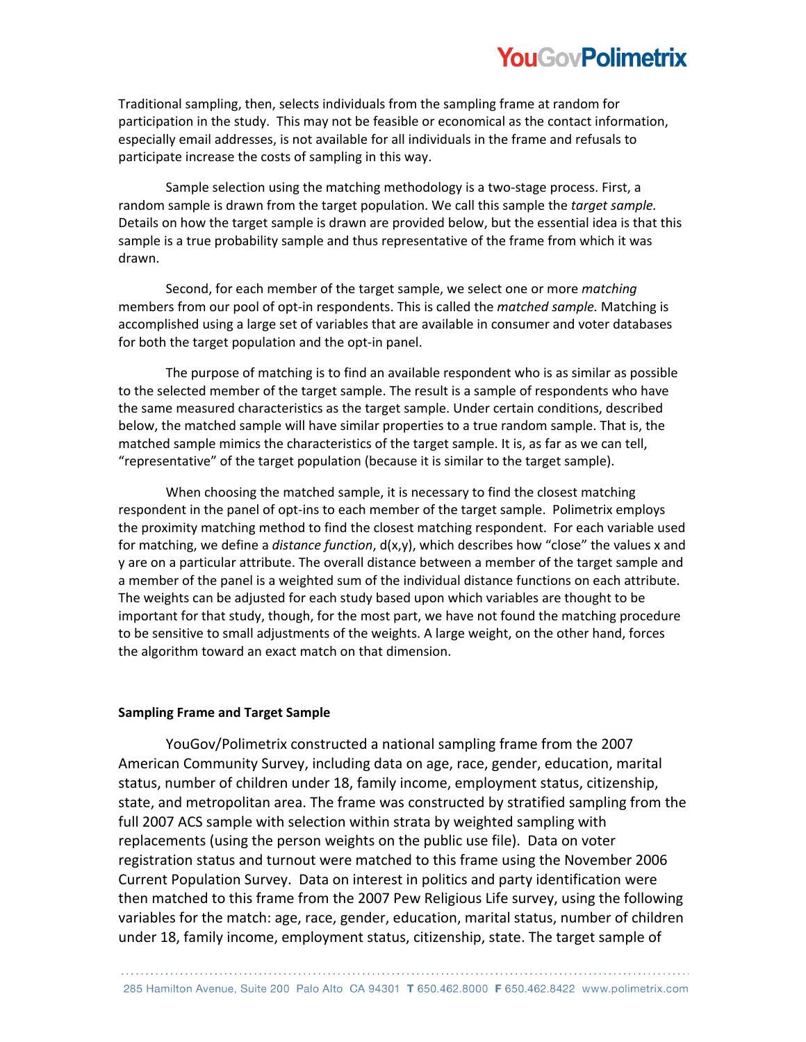Traditional sampling, then, selects individuals from the sampling frame at random for participation in the study. This may not be feasible or economical as the contact information, especially email addresses, is not available for all individuals in the frame and refusals to participate increase the costs of sampling in this way.

Sample selection using the matching methodology is a two-stage process. First, a random sample is drawn from the target population. We call this sample the *target sample.* Details on how the target sample is drawn are provided below, but the essential idea is that this sample is a true probability sample and thus representative of the frame from which it was drawn.

Second, for each member of the target sample, we select one or more *matching* members from our pool of opt-in respondents. This is called the *matched sample.* Matching is accomplished using a large set of variables that are available in consumer and voter databases for both the target population and the opt-in panel.

The purpose of matching is to find an available respondent who is as similar as possible to the selected member of the target sample. The result is a sample of respondents who have the same measured characteristics as the target sample. Under certain conditions, described below, the matched sample will have similar properties to a true random sample. That is, the matched sample mimics the characteristics of the target sample. It is, as far as we can tell, "representative" of the target population (because it is similar to the target sample).

When choosing the matched sample, it is necessary to find the closest matching respondent in the panel of opt-ins to each member of the target sample. Polimetrix employs the proximity matching method to find the closest matching respondent. For each variable used for matching, we define a *distance function*, $d(x,y)$, which describes how "close" the values $x$ and $y$ are on a particular attribute. The overall distance between a member of the target sample and a member of the panel is a weighted sum of the individual distance functions on each attribute. The weights can be adjusted for each study based upon which variables are thought to be important for that study, though, for the most part, we have not found the matching procedure to be sensitive to small adjustments of the weights. A large weight, on the other hand, forces the algorithm toward an exact match on that dimension.

**Sampling Frame and Target Sample**

YouGov/Polimetrix constructed a national sampling frame from the 2007 American Community Survey, including data on age, race, gender, education, marital status, number of children under 18, family income, employment status, citizenship, state, and metropolitan area. The frame was constructed by stratified sampling from the full 2007 ACS sample with selection within strata by weighted sampling with replacements (using the person weights on the public use file). Data on voter registration status and turnout were matched to this frame using the November 2006 Current Population Survey. Data on interest in politics and party identification were then matched to this frame from the 2007 Pew Religious Life survey, using the following variables for the match: age, race, gender, education, marital status, number of children under 18, family income, employment status, citizenship, state. The target sample of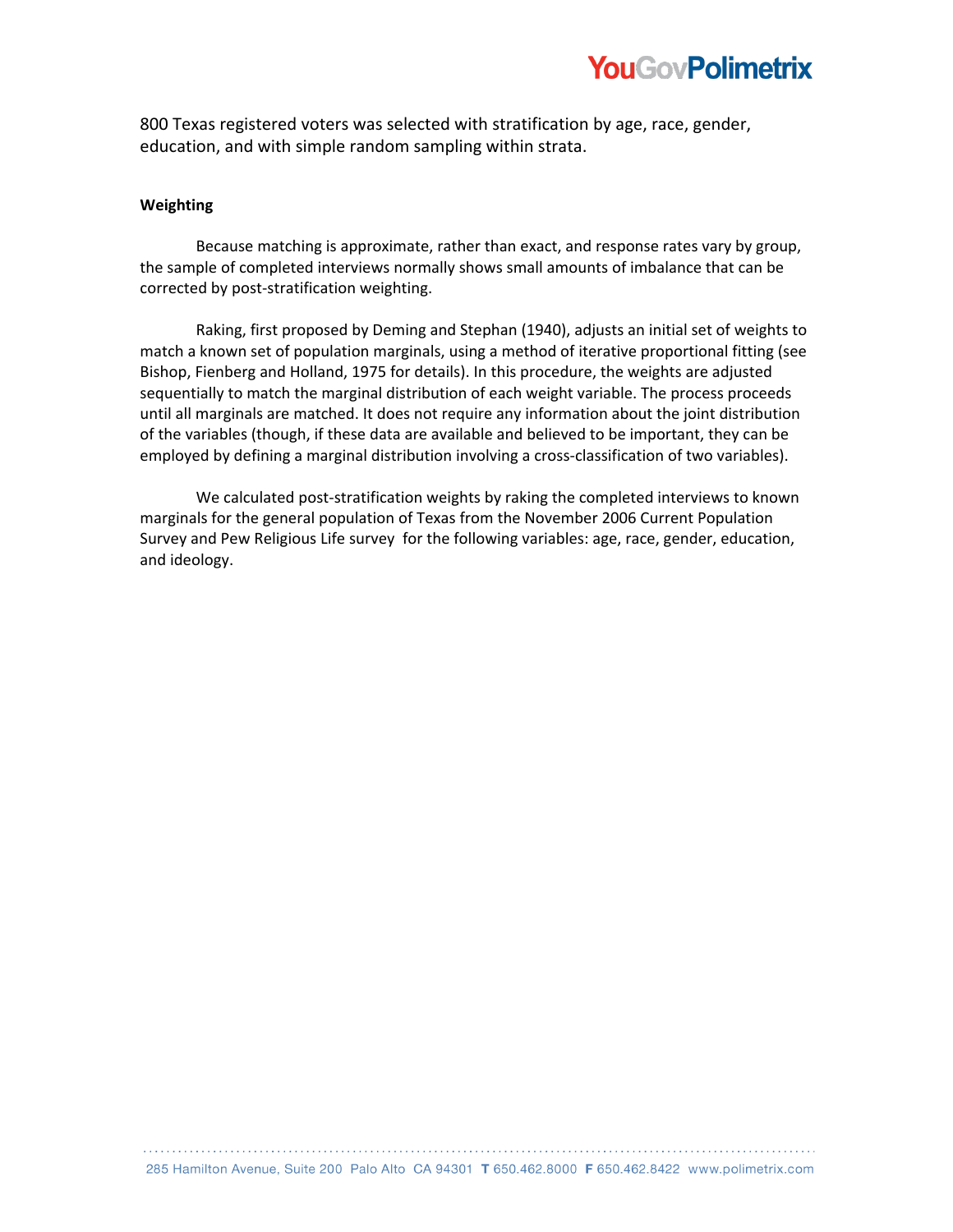800 Texas registered voters was selected with stratification by age, race, gender, education, and with simple random sampling within strata.

**Weighting**

Because matching is approximate, rather than exact, and response rates vary by group, the sample of completed interviews normally shows small amounts of imbalance that can be corrected by post-stratification weighting.

Raking, first proposed by Deming and Stephan (1940), adjusts an initial set of weights to match a known set of population marginals, using a method of iterative proportional fitting (see Bishop, Fienberg and Holland, 1975 for details). In this procedure, the weights are adjusted sequentially to match the marginal distribution of each weight variable. The process proceeds until all marginals are matched. It does not require any information about the joint distribution of the variables (though, if these data are available and believed to be important, they can be employed by defining a marginal distribution involving a cross-classification of two variables).

We calculated post-stratification weights by raking the completed interviews to known marginals for the general population of Texas from the November 2006 Current Population Survey and Pew Religious Life survey for the following variables: age, race, gender, education, and ideology.